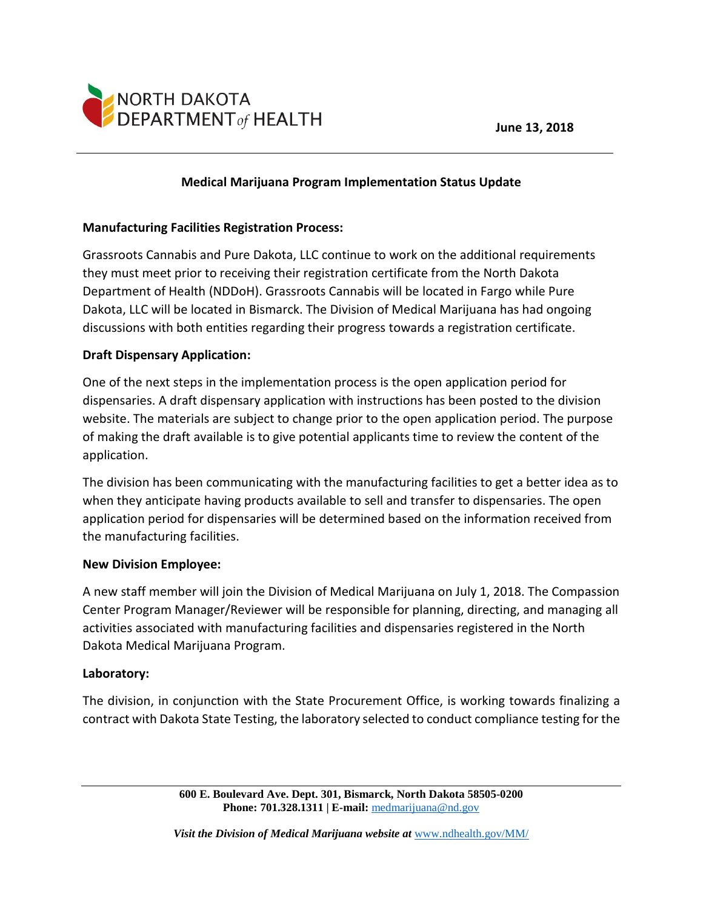NORTH DAKOTA DEPARTMENT of HEALTH

**June 13, 2018**

---

## Medical Marijuana Program Implementation Status Update

### Manufacturing Facilities Registration Process:

Grassroots Cannabis and Pure Dakota, LLC continue to work on the additional requirements they must meet prior to receiving their registration certificate from the North Dakota Department of Health (NDDoH). Grassroots Cannabis will be located in Fargo while Pure Dakota, LLC will be located in Bismarck. The Division of Medical Marijuana has had ongoing discussions with both entities regarding their progress towards a registration certificate.

### Draft Dispensary Application:

One of the next steps in the implementation process is the open application period for dispensaries. A draft dispensary application with instructions has been posted to the division website. The materials are subject to change prior to the open application period. The purpose of making the draft available is to give potential applicants time to review the content of the application.

The division has been communicating with the manufacturing facilities to get a better idea as to when they anticipate having products available to sell and transfer to dispensaries. The open application period for dispensaries will be determined based on the information received from the manufacturing facilities.

### New Division Employee:

A new staff member will join the Division of Medical Marijuana on July 1, 2018. The Compassion Center Program Manager/Reviewer will be responsible for planning, directing, and managing all activities associated with manufacturing facilities and dispensaries registered in the North Dakota Medical Marijuana Program.

### Laboratory:

The division, in conjunction with the State Procurement Office, is working towards finalizing a contract with Dakota State Testing, the laboratory selected to conduct compliance testing for the

---

**600 E. Boulevard Ave. Dept. 301, Bismarck, North Dakota 58505-0200**
**Phone: 701.328.1311 | E-mail:** medmarijuana@nd.gov

***Visit the Division of Medical Marijuana website at*** www.ndhealth.gov/MM/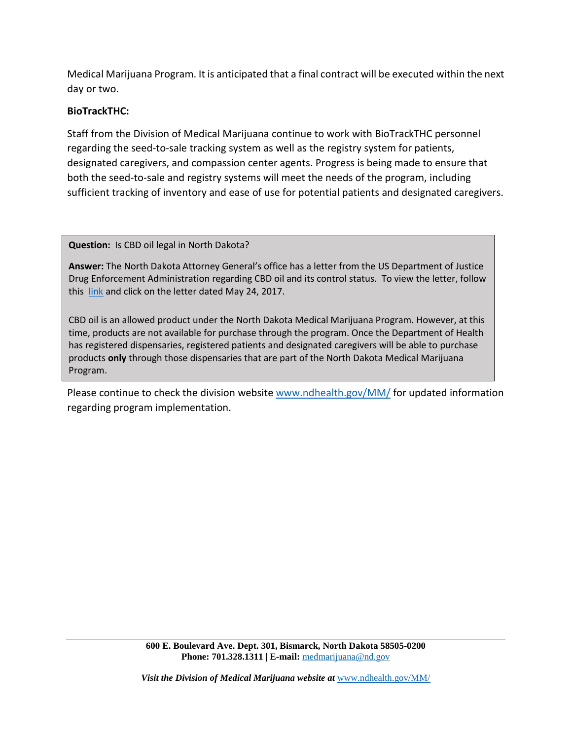Medical Marijuana Program. It is anticipated that a final contract will be executed within the next day or two.

**BioTrackTHC:**

Staff from the Division of Medical Marijuana continue to work with BioTrackTHC personnel regarding the seed-to-sale tracking system as well as the registry system for patients, designated caregivers, and compassion center agents. Progress is being made to ensure that both the seed-to-sale and registry systems will meet the needs of the program, including sufficient tracking of inventory and ease of use for potential patients and designated caregivers.

**Question:** Is CBD oil legal in North Dakota?

**Answer:** The North Dakota Attorney General's office has a letter from the US Department of Justice Drug Enforcement Administration regarding CBD oil and its control status. To view the letter, follow this link and click on the letter dated May 24, 2017.

CBD oil is an allowed product under the North Dakota Medical Marijuana Program. However, at this time, products are not available for purchase through the program. Once the Department of Health has registered dispensaries, registered patients and designated caregivers will be able to purchase products **only** through those dispensaries that are part of the North Dakota Medical Marijuana Program.

Please continue to check the division website www.ndhealth.gov/MM/ for updated information regarding program implementation.

**600 E. Boulevard Ave. Dept. 301, Bismarck, North Dakota 58505-0200**
**Phone: 701.328.1311 | E-mail:** medmarijuana@nd.gov

***Visit the Division of Medical Marijuana website at*** www.ndhealth.gov/MM/